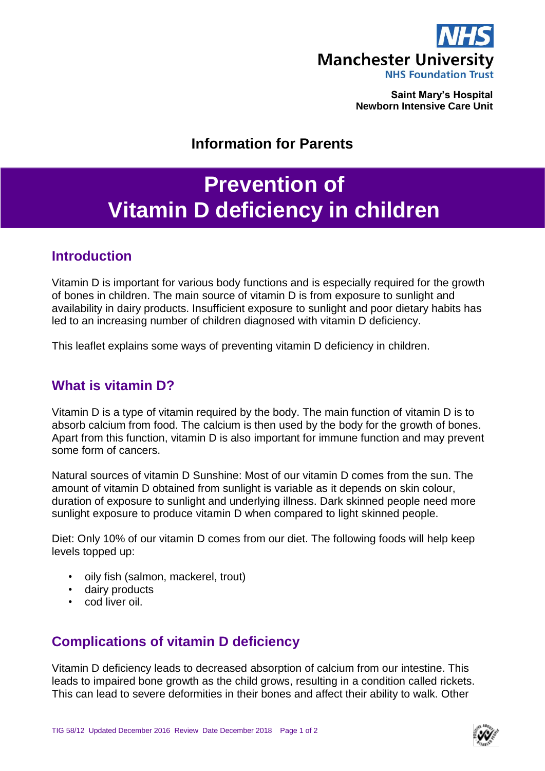NHS
Manchester University
NHS Foundation Trust

**Saint Mary's Hospital**
**Newborn Intensive Care Unit**

**Information for Parents**

# Prevention of Vitamin D deficiency in children

## Introduction

Vitamin D is important for various body functions and is especially required for the growth of bones in children. The main source of vitamin D is from exposure to sunlight and availability in dairy products. Insufficient exposure to sunlight and poor dietary habits has led to an increasing number of children diagnosed with vitamin D deficiency.

This leaflet explains some ways of preventing vitamin D deficiency in children.

## What is vitamin D?

Vitamin D is a type of vitamin required by the body. The main function of vitamin D is to absorb calcium from food. The calcium is then used by the body for the growth of bones. Apart from this function, vitamin D is also important for immune function and may prevent some form of cancers.

Natural sources of vitamin D Sunshine: Most of our vitamin D comes from the sun. The amount of vitamin D obtained from sunlight is variable as it depends on skin colour, duration of exposure to sunlight and underlying illness. Dark skinned people need more sunlight exposure to produce vitamin D when compared to light skinned people.

Diet: Only 10% of our vitamin D comes from our diet. The following foods will help keep levels topped up:

- oily fish (salmon, mackerel, trout)
- dairy products
- cod liver oil.

## Complications of vitamin D deficiency

Vitamin D deficiency leads to decreased absorption of calcium from our intestine. This leads to impaired bone growth as the child grows, resulting in a condition called rickets. This can lead to severe deformities in their bones and affect their ability to walk. Other

TIG 58/12 Updated December 2016 Review Date December 2018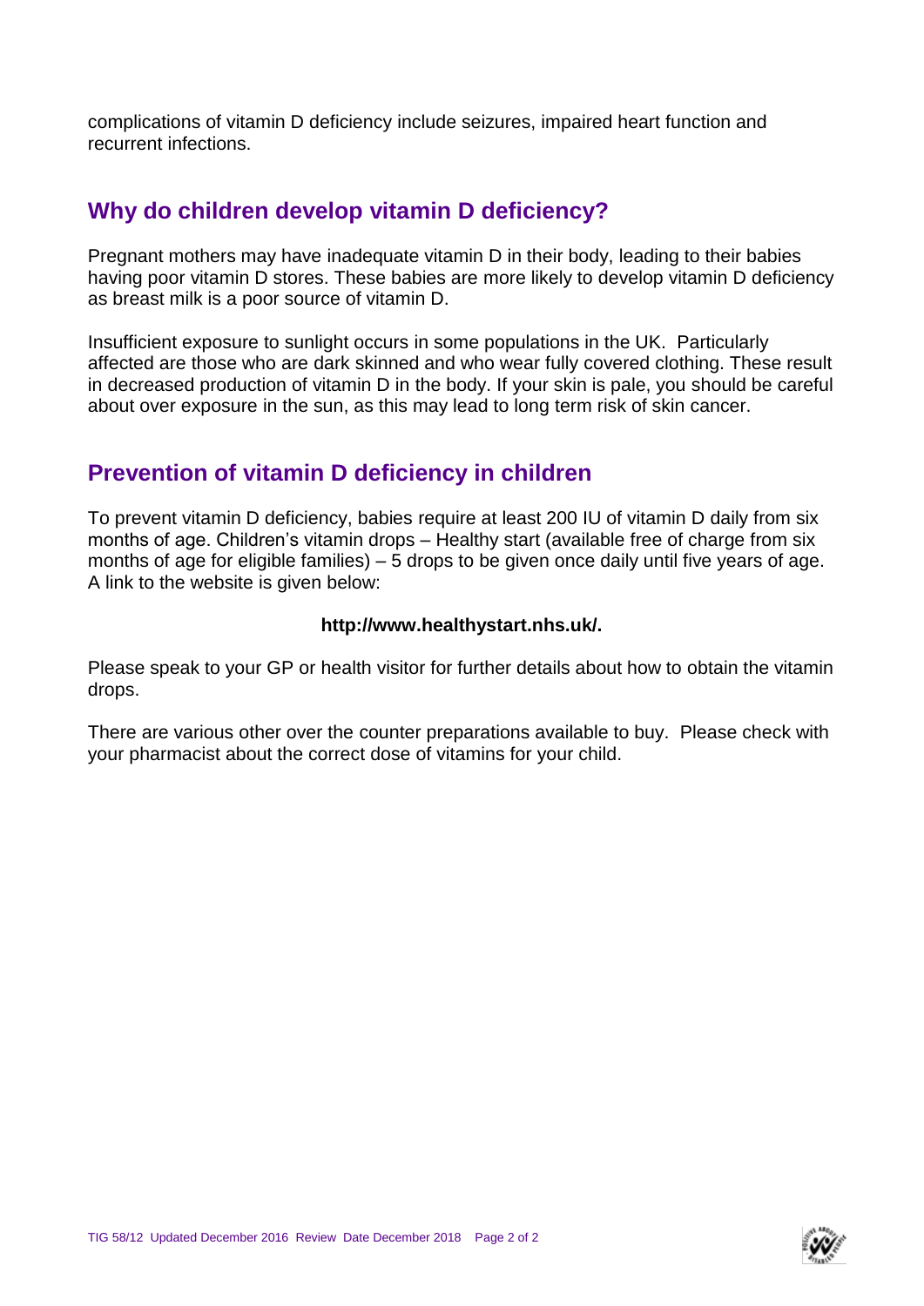complications of vitamin D deficiency include seizures, impaired heart function and recurrent infections.

## Why do children develop vitamin D deficiency?

Pregnant mothers may have inadequate vitamin D in their body, leading to their babies having poor vitamin D stores. These babies are more likely to develop vitamin D deficiency as breast milk is a poor source of vitamin D.

Insufficient exposure to sunlight occurs in some populations in the UK. Particularly affected are those who are dark skinned and who wear fully covered clothing. These result in decreased production of vitamin D in the body. If your skin is pale, you should be careful about over exposure in the sun, as this may lead to long term risk of skin cancer.

## Prevention of vitamin D deficiency in children

To prevent vitamin D deficiency, babies require at least 200 IU of vitamin D daily from six months of age. Children's vitamin drops – Healthy start (available free of charge from six months of age for eligible families) – 5 drops to be given once daily until five years of age. A link to the website is given below:

**http://www.healthystart.nhs.uk/.**

Please speak to your GP or health visitor for further details about how to obtain the vitamin drops.

There are various other over the counter preparations available to buy. Please check with your pharmacist about the correct dose of vitamins for your child.

TIG 58/12 Updated December 2016 Review Date December 2018